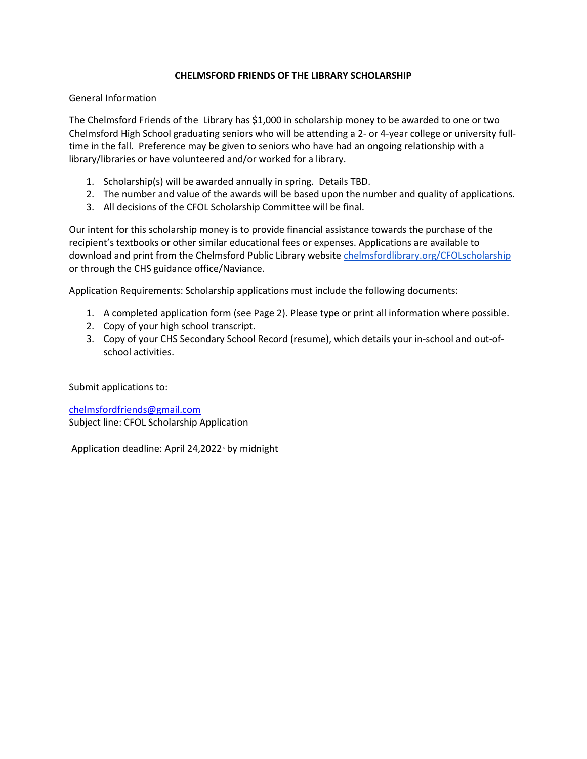**CHELMSFORD FRIENDS OF THE LIBRARY SCHOLARSHIP**

General Information

The Chelmsford Friends of the Library has $1,000 in scholarship money to be awarded to one or two Chelmsford High School graduating seniors who will be attending a 2- or 4-year college or university full-time in the fall. Preference may be given to seniors who have had an ongoing relationship with a library/libraries or have volunteered and/or worked for a library.

1. Scholarship(s) will be awarded annually in spring. Details TBD.
2. The number and value of the awards will be based upon the number and quality of applications.
3. All decisions of the CFOL Scholarship Committee will be final.

Our intent for this scholarship money is to provide financial assistance towards the purchase of the recipient's textbooks or other similar educational fees or expenses. Applications are available to download and print from the Chelmsford Public Library website chelmsfordlibrary.org/CFOLscholarship or through the CHS guidance office/Naviance.

Application Requirements: Scholarship applications must include the following documents:

1. A completed application form (see Page 2). Please type or print all information where possible.
2. Copy of your high school transcript.
3. Copy of your CHS Secondary School Record (resume), which details your in-school and out-of-school activities.

Submit applications to:

chelmsfordfriends@gmail.com
Subject line: CFOL Scholarship Application

Application deadline: April 24,2022 by midnight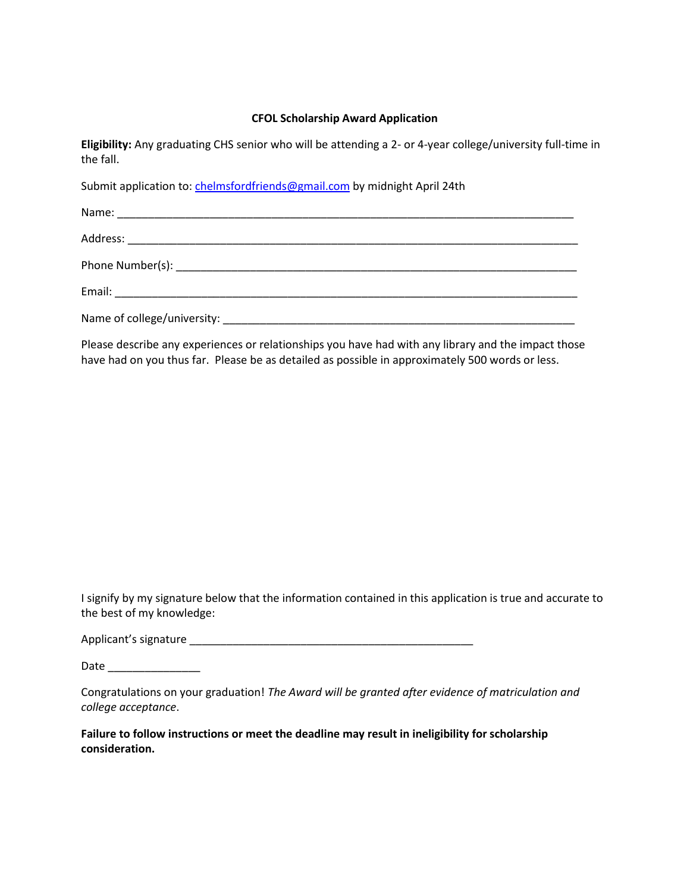**CFOL Scholarship Award Application**

**Eligibility:** Any graduating CHS senior who will be attending a 2- or 4-year college/university full-time in the fall.

Submit application to: chelmsfordfriends@gmail.com by midnight April 24th

Name: ___________________________________________________________________________

Address: _________________________________________________________________________

Phone Number(s): __________________________________________________________________

Email: ___________________________________________________________________________

Name of college/university: __________________________________________________________

Please describe any experiences or relationships you have had with any library and the impact those have had on you thus far. Please be as detailed as possible in approximately 500 words or less.

I signify by my signature below that the information contained in this application is true and accurate to the best of my knowledge:

Applicant's signature _______________________________________________

Date _______________

Congratulations on your graduation! *The Award will be granted after evidence of matriculation and college acceptance*.

**Failure to follow instructions or meet the deadline may result in ineligibility for scholarship consideration.**